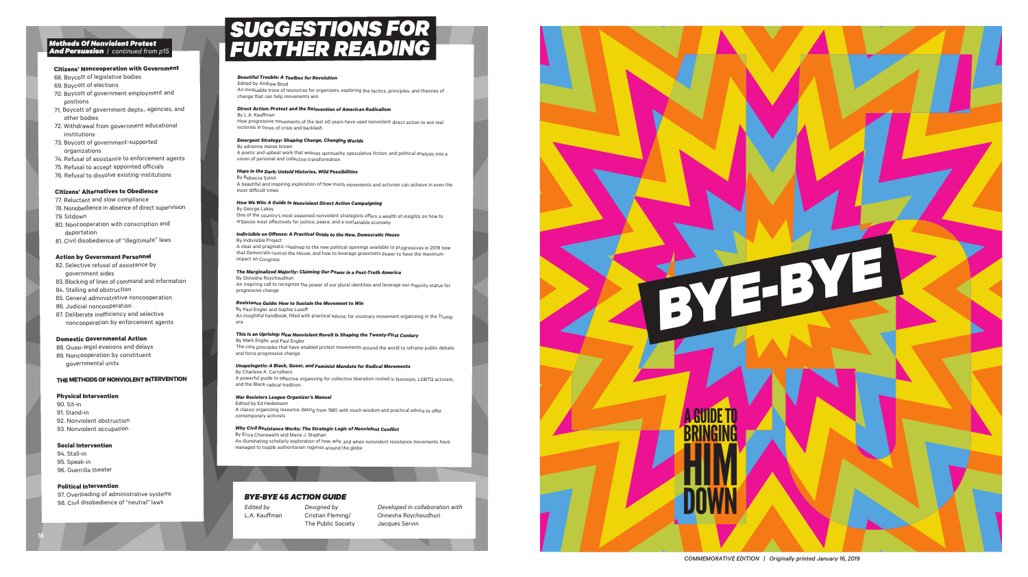*Methods Of Nonviolent Protest And Persuasion | continued from p15*

### Citizens' Noncooperation with Government

68. Boycott of legislative bodies
69. Boycott of elections
70. Boycott of government employment and positions
71. Boycott of government depts., agencies, and other bodies
72. Withdrawal from government educational institutions
73. Boycott of government-supported organizations
74. Refusal of assistance to enforcement agents
75. Refusal to accept appointed officials
76. Refusal to dissolve existing institutions

### Citizens' Alternatives to Obedience

77. Reluctant and slow compliance
78. Nonobedience in absence of direct supervision
79. Sitdown
80. Noncooperation with conscription and deportation
81. Civil disobedience of "illegitimate" laws

### Action by Government Personnel

82. Selective refusal of assistance by government aides
83. Blocking of lines of command and information
84. Stalling and obstruction
85. General administrative noncooperation
86. Judicial noncooperation
87. Deliberate inefficiency and selective noncooperation by enforcement agents

### Domestic Governmental Action

88. Quasi-legal evasions and delays
89. Noncooperation by constituent governmental units

## THE METHODS OF NONVIOLENT INTERVENTION

### Physical Intervention

90. Sit-in
91. Stand-in
92. Nonviolent obstruction
93. Nonviolent occupation

### Social Intervention

94. Stall-in
95. Speak-in
96. Guerrilla theater

### Political Intervention

97. Overloading of administrative systems
98. Civil disobedience of "neutral" laws

# SUGGESTIONS FOR FURTHER READING

***Beautiful Trouble: A Toolbox for Revolution***
Edited by Andrew Boyd
An invaluable trove of resources for organizers, exploring the tactics, principles, and theories of change that can help movements win

***Direct Action: Protest and the Reinvention of American Radicalism***
By L.A. Kauffman
How progressive movements of the last 40 years have used nonviolent direct action to win real victories in times of crisis and backlash

***Emergent Strategy: Shaping Change, Changing Worlds***
By adrienne maree brown
A poetic and upbeat work that weaves spirituality, speculative fiction, and political analysis into a vision of personal and collective transformation

***Hope in the Dark: Untold Histories, Wild Possibilities***
By Rebecca Solnit
A beautiful and inspiring exploration of how much movements and activism can achieve in even the most difficult times

***How We Win: A Guide to Nonviolent Direct Action Campaigning***
By George Lakey
One of the country's most seasoned nonviolent strategists offers a wealth of insights on how to organize most effectively for justice, peace, and a sustainable economy

***Indivisible on Offense: A Practical Guide to the New, Democratic House***
By Indivisible Project
A clear and pragmatic roadmap to the new political openings available to progressives in 2019 now that Democrats control the House, and how to leverage grassroots power to have the maximum impact on Congress

***The Marginalized Majority: Claiming Our Power in a Post-Truth America***
By Onnesha Roychoudhuri
An inspiring call to recognize the power of our plural identities and leverage our majority status for progressive change

***Resistance Guide: How to Sustain the Movement to Win***
By Paul Engler and Sophie Lasoff
An insightful handbook, filled with practical advice, for visionary movement organizing in the Trump era

***This Is an Uprising: How Nonviolent Revolt Is Shaping the Twenty-First Century***
By Mark Engler and Paul Engler
The core principles that have enabled protest movements around the world to reframe public debate and force progressive change

***Unapologetic: A Black, Queer, and Feminist Mandate for Radical Movements***
By Charlene A. Carruthers
A powerful guide to effective organizing for collective liberation rooted in feminism, LGBTQ activism, and the Black radical tradition

***War Resisters League Organizer's Manual***
Edited by Ed Hedemann
A classic organizing resource, dating from 1981, with much wisdom and practical advice to offer contemporary activists

***Why Civil Resistance Works: The Strategic Logic of Nonviolent Conflict***
By Erica Chenoweth and Maria J. Stephan
An illuminating scholarly exploration of how, why, and when nonviolent resistance movements have managed to topple authoritarian regimes around the globe

### BYE-BYE 45 ACTION GUIDE

*Edited by*
L.A. Kauffman

*Designed by*
Cristian Fleming/
The Public Society

*Developed in collaboration with*
Onnesha Roychoudhuri
Jacques Servin

# BYE-BYE

## A GUIDE TO BRINGING HIM DOWN

*COMMEMORATIVE EDITION | Originally printed January 16, 2019*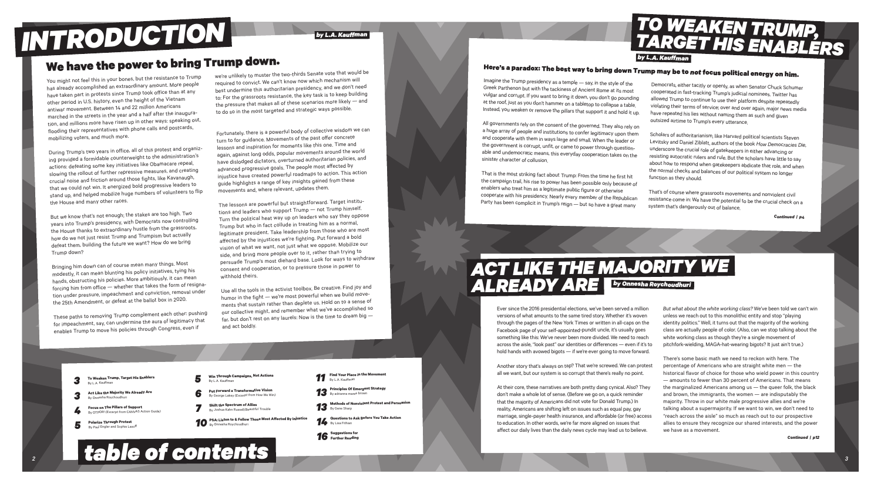# INTRODUCTION

*by L.A. Kauffman*

## We have the power to bring Trump down.

You might not feel this in your bones, but the resistance to Trump has already accomplished an extraordinary amount. More people have taken part in protests since Trump took office than at any other period in U.S. history, even the height of the Vietnam antiwar movement. Between 14 and 22 million Americans marched in the streets in the year and a half after the inauguration, and millions more have risen up in other ways: speaking out, flooding their representatives with phone calls and postcards, mobilizing voters, and much more.

During Trump's two years in office, all of this protest and organizing provided a formidable counterweight to the administration's actions: defeating some key initiatives like Obamacare repeal, slowing the rollout of further repressive measures, and creating crucial noise and friction around those fights, like Kavanaugh, that we could not win. It energized bold progressive leaders to stand up, and helped mobilize huge numbers of volunteers to flip the House and many other races.

But we know that's not enough; the stakes are too high. Two years into Trump's presidency, with Democrats now controlling the House thanks to extraordinary hustle from the grassroots, how do we not just resist Trump and Trumpism but actually defeat them, building the future we want? How do we bring Trump down?

Bringing him down can of course mean many things. Most modestly, it can mean blunting his policy initiatives, tying his hands, obstructing his policies. More ambitiously, it can mean forcing him from office — whether that takes the form of resignation under pressure, impeachment and conviction, removal under the 25th Amendment, or defeat at the ballot box in 2020.

These paths to removing Trump complement each other: pushing for impeachment, say, can undermine the aura of legitimacy that enables Trump to move his policies through Congress, even if we're unlikely to muster the two-thirds Senate vote that would be required to convict. We can't know now which mechanism will best undermine this authoritarian presidency, and we don't need to: For the grassroots resistance, the key task is to keep building the pressure that makes all of these scenarios more likely — and to do so in the most targeted and strategic ways possible.

Fortunately, there is a powerful body of collective wisdom we can turn to for guidance. Movements of the past offer concrete lessons and inspiration for moments like this one. Time and again, against long odds, popular movements around the world have dislodged dictators, overturned authoritarian policies, and advanced progressive goals. The people most affected by injustice have created powerful roadmaps to action. This action guide highlights a range of key insights gained from these movements and, where relevant, updates them.

The lessons are powerful but straightforward. Target institutions and leaders who support Trump — not Trump himself. Turn the political heat way up on leaders who say they oppose Trump but who in fact collude in treating him as a normal, legitimate president. Take leadership from those who are most affected by the injustices we're fighting. Put forward a bold vision of what we want, not just what we oppose. Mobilize our side, and bring more people over to it, rather than trying to persuade Trump's most diehard base. Look for ways to withdraw consent and cooperation, or to pressure those in power to withhold theirs.

Use all the tools in the activist toolbox. Be creative. Find joy and humor in the fight — we're most powerful when we build movements that sustain rather than deplete us. Hold on to a sense of our collective might, and remember what we've accomplished so far, but don't rest on any laurels: Now is the time to dream big — and act boldly.

# table of contents

- **3** To Weaken Trump, Target His Enablers — By L.A. Kauffman
- **3** Act Like the Majority We Already Are — By Onnesha Roychoudhuri
- **4** Focus on The Pillars of Support — By OTPOR! (Excerpt from CANVAS Action Guide)
- **5** Polarize Through Protest — By Paul Engler and Sophie Lasoff
- **5** Win Through Campaigns, Not Actions — By L.A. Kauffman
- **6** Put Forward a Transformative Vision — By George Lakey (Excerpt from How We Win)
- **7** Shift the Spectrum of Allies — By Joshua Kahn Russell/Beautiful Trouble
- **10** PSA: Listen to & Follow Those Most Affected By Injustice — By Onnesha Roychoudhuri
- **11** Find Your Place in the Movement — By L.A. Kauffman
- **13** Principles Of Emergent Strategy — By adrienne maree brown
- **13** Methods of Nonviolent Protest and Persuasion — By Gene Sharp
- **14** Questions to Ask Before You Take Action — By Lisa Fithian
- **16** Suggestions for Further Reading

# TO WEAKEN TRUMP, TARGET HIS ENABLERS

*by L.A. Kauffman*

### Here's a paradox: The best way to bring down Trump may be to *not* focus political energy on him.

Imagine the Trump presidency as a temple — say, in the style of the Greek Parthenon but with the tackiness of Ancient Rome at its most vulgar and corrupt. If you want to bring it down, you don't go pounding at the roof, just as you don't hammer on a tabletop to collapse a table. Instead, you weaken or remove the pillars that support it and hold it up.

All governments rely on the consent of the governed. They also rely on a huge array of people and institutions to confer legitimacy upon them and cooperate with them in ways large and small. When the leader or the government is corrupt, unfit, or came to power through questionable and undemocratic means, this everyday cooperation takes on the sinister character of collusion.

That is the most striking fact about Trump: From the time he first hit the campaign trail, his rise to power has been possible only because of enablers who treat him as a legitimate public figure or otherwise cooperate with his presidency. Nearly every member of the Republican Party has been complicit in Trump's reign — but so have a great many Democrats, either tacitly or openly, as when Senator Chuck Schumer cooperated in fast-tracking Trump's judicial nominees. Twitter has allowed Trump to continue to use their platform despite repeatedly violating their terms of service; over and over again, major news media have repeated his lies without naming them as such and given outsized airtime to Trump's every utterance.

Scholars of authoritarianism, like Harvard political scientists Steven Levitsky and Daniel Ziblatt, authors of the book *How Democracies Die*, underscore the crucial role of gatekeepers in either advancing or resisting autocratic rulers and rule. But the scholars have little to say about how to respond when gatekeepers abdicate that role, and when the normal checks and balances of our political system no longer function as they should.

That's of course where grassroots movements and nonviolent civil resistance come in: We have the potential to be the crucial check on a system that's dangerously out of balance.

*Continued | p4*

# ACT LIKE THE MAJORITY WE ALREADY ARE

*by Onnesha Roychoudhuri*

Ever since the 2016 presidential elections, we've been served a million versions of what amounts to the same tired story. Whether it's woven through the pages of the New York Times or written in all-caps on the Facebook page of your self-appointed-pundit uncle, it's usually goes something like this: We've never been more divided. We need to reach across the aisle, "look past" our identities or differences — even if it's to hold hands with avowed bigots — if we're ever going to move forward.

Another story that's always on tap? That we're screwed. We can protest all we want, but our system is so corrupt that there's really no point.

At their core, these narratives are both pretty dang cynical. Also? They don't make a whole lot of sense. (Before we go on, a quick reminder that the majority of Americans did not vote for Donald Trump.) In reality, Americans are shifting left on issues such as equal pay, gay marriage, single-payer health insurance, and affordable (or free) access to education. In other words, we're far more aligned on issues that affect our daily lives than the daily news cycle may lead us to believe.

*But what about the white working class?* We've been told we can't win unless we reach out to this monolithic entity and stop "playing identity politics." Well, it turns out that the majority of the working class are actually people of color. (Also, can we stop talking about the white working class as though they're a single movement of pitchfork-wielding, MAGA-hat-wearing bigots? It just ain't true.)

There's some basic math we need to reckon with here. The percentage of Americans who are straight white men — the historical flavor of choice for those who wield power in this country — amounts to fewer than 30 percent of Americans. That means the marginalized Americans among us — the queer folk, the black and brown, the immigrants, the women — are indisputably the majority. Throw in our white male progressive allies and we're talking about a supermajority. If we want to win, we don't need to "reach across the aisle" so much as reach out to our prospective allies to ensure they recognize our shared interests, and the power we have as a movement.

*Continued | p12*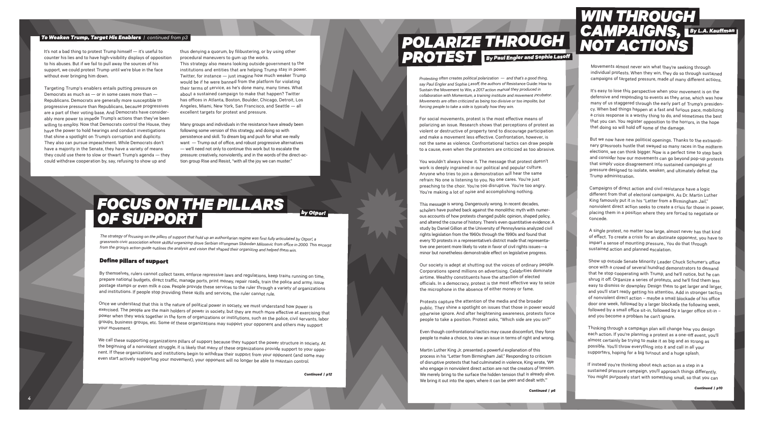## To Weaken Trump, Target His Enablers | continued from p3

It's not a bad thing to protest Trump himself — it's useful to counter his lies and to have high-visibility displays of opposition to his abuses. But if we fail to pull away the sources of his support, we could protest Trump until we're blue in the face without ever bringing him down.

Targeting Trump's enablers entails putting pressure on Democrats as much as — or in some cases more than — Republicans. Democrats are generally more susceptible to progressive pressure than Republicans, because progressives are a part of their voting base. And Democrats have considerably more power to impede Trump's actions than they've been willing to employ. Now that Democrats control the House, they have the power to hold hearings and conduct investigations that shine a spotlight on Trump's corruption and duplicity. They also can pursue impeachment. While Democrats don't have a majority in the Senate, they have a variety of means they could use there to slow or thwart Trump's agenda — they could withdraw cooperation by, say, refusing to show up and thus denying a quorum, by filibustering, or by using other procedural maneuvers to gum up the works.

This strategy also means looking outside government to the institutions and entities that are helping Trump stay in power. Twitter, for instance — just imagine how much weaker Trump would be if he were banned from the platform for violating their terms of service, as he's done many, many times. What about a sustained campaign to make that happen? Twitter has offices in Atlanta, Boston, Boulder, Chicago, Detroit, Los Angeles, Miami, New York, San Francisco, and Seattle — all excellent targets for protest and pressure.

Many groups and individuals in the resistance have already been following some version of this strategy, and doing so with persistence and skill. To dream big and push for what we really want — Trump out of office, and robust progressive alternatives — we'll need not only to continue this work but to escalate the pressure: creatively, nonviolently, and in the words of the direct-action group Rise and Resist, "with all the joy we can muster."

# FOCUS ON THE PILLARS OF SUPPORT

**by Otpor!**

*The strategy of focusing on the pillars of support that hold up an authoritarian regime was first fully articulated by Otpor!, a grassroots civic association whose skillful organizing drove Serbian strongman Slobodan Milosevic from office in 2000. This excerpt from the group's action guide outlines the analysis and vision that shaped their organizing and helped them win.*

### Define pillars of support

By themselves, rulers cannot collect taxes, enforce repressive laws and regulations, keep trains running on time, prepare national budgets, direct traffic, manage ports, print money, repair roads, train the police and army, issue postage stamps or even milk a cow. People provide these services to the ruler through a variety of organizations and institutions. If people stop providing these skills and services, the ruler cannot rule.

Once we understand that this is the nature of political power in society, we must understand how power is exercised. The people are the main holders of power in society, but they are much more effective at exercising that power when they work together in the form of organizations or institutions, such as the police, civil servants, labor groups, business groups, etc. Some of these organizations may support your opponent and others may support your movement.

We call these supporting organizations pillars of support because they support the power structure in society. At the beginning of a nonviolent struggle, it is likely that many of these organizations provide support to your opponent. If these organizations and institutions begin to withdraw their support from your opponent (and some may even start actively supporting your movement), your opponent will no longer be able to maintain control.

*Continued | p12*

# POLARIZE THROUGH PROTEST

**By Paul Engler and Sophie Lasoff**

*Protesting often creates political polarization — and that's a good thing, say Paul Engler and Sophie Lasoff, the authors of* Resistance Guide: How to Sustain the Movement to Win*, a 2017 action manual they produced in collaboration with Momentum, a training institute and movement incubator. Movements are often criticized as being too divisive or too impolite, but forcing people to take a side is typically how they win.*

For social movements, protest is the most effective means of polarizing an issue. Research shows that perceptions of protest as violent or destructive of property tend to discourage participation and make a movement less effective. Confrontation, however, is not the same as violence. Confrontational tactics can draw people to a cause, even when the protesters are criticized as too abrasive.

You wouldn't always know it. The message that protest doesn't work is deeply ingrained in our political and popular culture. Anyone who tries to join a demonstration will hear the same refrain: No one is listening to you. No one cares. You're just preaching to the choir. You're too disruptive. You're too angry. You're making a lot of noise and accomplishing nothing.

This message is wrong. Dangerously wrong. In recent decades, scholars have pushed back against the monolithic myth with numerous accounts of how protests changed public opinion, shaped policy, and altered the course of history. There's even quantitative evidence: A study by Daniel Gillion at the University of Pennsylvania analyzed civil rights legislation from the 1960s through the 1990s and found that every 10 protests in a representative's district made that representative one percent more likely to vote in favor of civil rights issues—a minor but nonetheless demonstrable effect on legislative progress.

Our society is adept at shutting out the voices of ordinary people. Corporations spend millions on advertising. Celebrities dominate airtime. Wealthy constituents have the attention of elected officials. In a democracy, protest is the most effective way to seize the microphone in the absence of either money or fame.

Protests capture the attention of the media and the broader public. They shine a spotlight on issues that those in power would otherwise ignore. And after heightening awareness, protests force people to take a position. Protest asks, "Which side are you on?"

Even though confrontational tactics may cause discomfort, they force people to make a choice, to view an issue in terms of right and wrong.

Martin Luther King Jr. presented a powerful explanation of this process in his "Letter from Birmingham Jail." Responding to criticism of disruptive protests that had culminated in violence, King wrote, "We who engage in nonviolent direct action are not the creators of tension. We merely bring to the surface the hidden tension that is already alive. We bring it out into the open, where it can be seen and dealt with."

*Continued | p6*

# WIN THROUGH CAMPAIGNS, NOT ACTIONS

**By L.A. Kauffman**

Movements almost never win what they're seeking through individual protests. When they win, they do so through sustained campaigns of targeted pressure, made of many different actions.

It's easy to lose this perspective when your movement is on the defensive and responding to events as they arise, which was how many of us staggered through the early part of Trump's presidency. When bad things happen at a fast and furious pace, mobilizing a crisis response is a worthy thing to do, and sometimes the best that you can. You register opposition to the horrors, in the hope that doing so will hold off some of the damage.

But we now have new political openings. Thanks to the extraordinary grassroots hustle that swayed so many races in the midterm elections, we can think bigger. Now is a perfect time to step back and consider how our movements can go beyond pop-up protests that simply voice disagreement into sustained campaigns of pressure designed to isolate, weaken, and ultimately defeat the Trump administration.

Campaigns of direct action and civil resistance have a logic different from that of electoral campaigns. As Dr. Martin Luther King famously put it in his "Letter from a Birmingham Jail," nonviolent direct action seeks to create a crisis for those in power, placing them in a position where they are forced to negotiate or concede.

A single protest, no matter how large, almost never has that kind of effect. To create a crisis for an obstinate opponent, you have to impart a sense of mounting pressure.. You do that through sustained action and planned escalation.

Show up outside Senate Minority Leader Chuck Schumer's office once with a crowd of several hundred demonstrators to demand that he stop cooperating with Trump, and he'll notice, but he can shrug it off. Organize a series of protests, and he'll find them less easy to dismiss or downplay. Design them to get larger and larger, and you'll start really getting his attention. Add in stronger tactics of nonviolent direct action – maybe a small blockade of his office door one week, followed by a larger blockade the following week, followed by a small office sit-in, followed by a larger office sit-in – and you become a problem he can't ignore.

Thinking through a campaign plan will change how you design each action. If you're planning a protest as a one-off event, you'll almost certainly be trying to make it as big and as strong as possible. You'll throw everything into it and call in all your supporters, hoping for a big turnout and a huge splash.

If instead you're thinking about each action as a step in a sustained pressure campaign, you'll approach things differently. You might purposely start with something small, so that you can

*Continued | p10*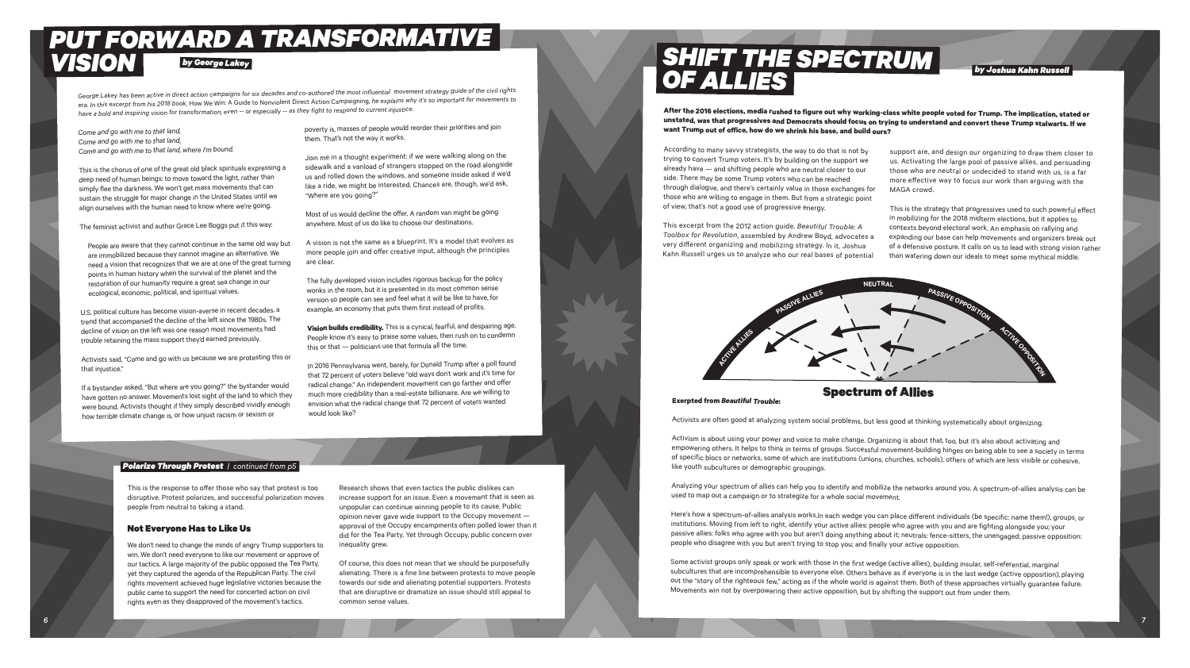# PUT FORWARD A TRANSFORMATIVE VISION

*by George Lakey*

*George Lakey has been active in direct action campaigns for six decades and co-authored the most influential movement strategy guide of the civil rights era. In this excerpt from his 2018 book, How We Win: A Guide to Nonviolent Direct Action Campaigning, he explains why it's so important for movements to have a bold and inspiring vision for transformation, even -- or especially -- as they fight to respond to current injustice.*

*Come and go with me to that land,*
*Come and go with me to that land,*
*Come and go with me to that land, where I'm bound.*

This is the chorus of one of the great old black spirituals expressing a deep need of human beings: to move toward the light, rather than simply flee the darkness. We won't get mass movements that can sustain the struggle for major change in the United States until we align ourselves with the human need to know where we're going.

The feminist activist and author Grace Lee Boggs put it this way:

> People are aware that they cannot continue in the same old way but are immobilized because they cannot imagine an alternative. We need a vision that recognizes that we are at one of the great turning points in human history when the survival of the planet and the restoration of our humanity require a great sea change in our ecological, economic, political, and spiritual values.

U.S. political culture has become vision-averse in recent decades, a trend that accompanied the decline of the left since the 1980s. The decline of vision on the left was one reason most movements had trouble retaining the mass support they'd earned previously.

Activists said, "Come and go with us because we are protesting this or that injustice."

If a bystander asked, "But where are you going?" the bystander would have gotten no answer. Movements lost sight of the land to which they were bound. Activists thought if they simply described vividly enough how terrible climate change is, or how unjust racism or sexism or poverty is, masses of people would reorder their priorities and join them. That's not the way it works.

Join me in a thought experiment: if we were walking along on the sidewalk and a vanload of strangers stopped on the road alongside us and rolled down the windows, and someone inside asked if we'd like a ride, we might be interested. Chances are, though, we'd ask, "Where are you going?"

Most of us would decline the offer. A random van might be going anywhere. Most of us do like to choose our destinations.

A vision is not the same as a blueprint. It's a model that evolves as more people join and offer creative input, although the principles are clear.

The fully developed vision includes rigorous backup for the policy wonks in the room, but it is presented in its most common sense version so people can see and feel what it will be like to have, for example, an economy that puts them first instead of profits.

**Vision builds credibility.** This is a cynical, fearful, and despairing age. People know it's easy to praise some values, then rush on to condemn this or that — politicians use that formula all the time.

In 2016 Pennsylvania went, barely, for Donald Trump after a poll found that 72 percent of voters believe "old ways don't work and it's time for radical change." An independent movement can go farther and offer much more credibility than a real-estate billionaire. Are we willing to envision what the radical change that 72 percent of voters wanted would look like?

### *Polarize Through Protest* | *continued from p5*

This is the response to offer those who say that protest is too disruptive. Protest polarizes, and successful polarization moves people from neutral to taking a stand.

#### Not Everyone Has to Like Us

We don't need to change the minds of angry Trump supporters to win. We don't need everyone to like our movement or approve of our tactics. A large majority of the public opposed the Tea Party, yet they captured the agenda of the Republican Party. The civil rights movement achieved huge legislative victories because the public came to support the need for concerted action on civil rights even as they disapproved of the movement's tactics.

Research shows that even tactics the public dislikes can increase support for an issue. Even a movement that is seen as unpopular can continue winning people to its cause. Public opinion never gave wide support to the Occupy movement — approval of the Occupy encampments often polled lower than it did for the Tea Party. Yet through Occupy, public concern over inequality grew.

Of course, this does not mean that we should be purposefully alienating. There is a fine line between protests to move people towards our side and alienating potential supporters. Protests that are disruptive or dramatize an issue should still appeal to common sense values.

# SHIFT THE SPECTRUM OF ALLIES

*by Joshua Kahn Russell*

**After the 2016 elections, media rushed to figure out why working-class white people voted for Trump. The implication, stated or unstated, was that progressives and Democrats should focus on trying to understand and convert these Trump stalwarts. If we want Trump out of office, how do we shrink his base, and build ours?**

According to many savvy strategists, the way to do that is not by trying to convert Trump voters. It's by building on the support we already have — and shifting people who are neutral closer to our side. There may be some Trump voters who can be reached through dialogue, and there's certainly value in those exchanges for those who are willing to engage in them. But from a strategic point of view, that's not a good use of progressive energy.

This excerpt from the 2012 action guide, *Beautiful Trouble: A Toolbox for Revolution*, assembled by Andrew Boyd, advocates a very different organizing and mobilizing strategy. In it, Joshua Kahn Russell urges us to analyze who our real bases of potential support are, and design our organizing to draw them closer to us. Activating the large pool of passive allies, and persuading those who are neutral or undecided to stand with us, is a far more effective way to focus our work than arguing with the MAGA crowd.

This is the strategy that progressives used to such powerful effect in mobilizing for the 2018 midterm elections, but it applies to contexts beyond electoral work. An emphasis on rallying and expanding our base can help movements and organizers break out of a defensive posture. It calls on us to lead with strong vision rather than watering down our ideals to meet some mythical middle.

ACTIVE ALLIES
PASSIVE ALLIES
NEUTRAL
PASSIVE OPPOSITION
ACTIVE OPPOSITION

**Spectrum of Allies**

**Exerpted from *Beautiful Trouble*:**

Activists are often good at analyzing system social problems, but less good at thinking systematically about organizing.

Activism is about using your power and voice to make change. Organizing is about that, too, but it's also about activating and empowering others. It helps to think in terms of groups. Successful movement-building hinges on being able to see a society in terms of specific blocs or networks, some of which are institutions (unions, churches, schools), others of which are less visible or cohesive, like youth subcultures or demographic groupings.

Analyzing your spectrum of allies can help you to identify and mobilize the networks around you. A spectrum-of-allies analysis can be used to map out a campaign or to strategize for a whole social movement.

Here's how a spectrum-of-allies analysis works.In each wedge you can place different individuals (be specific: name them!), groups, or institutions. Moving from left to right, identify your active allies: people who agree with you and are fighting alongside you; your passive allies: folks who agree with you but aren't doing anything about it; neutrals: fence-sitters, the unengaged; passive opposition: people who disagree with you but aren't trying to stop you; and finally your active opposition.

Some activist groups only speak or work with those in the first wedge (active allies), building insular, self-referential, marginal subcultures that are incomprehensible to everyone else. Others behave as if everyone is in the last wedge (active opposition), playing out the "story of the righteous few," acting as if the whole world is against them. Both of these approaches virtually guarantee failure. Movements win not by overpowering their active opposition, but by shifting the support out from under them.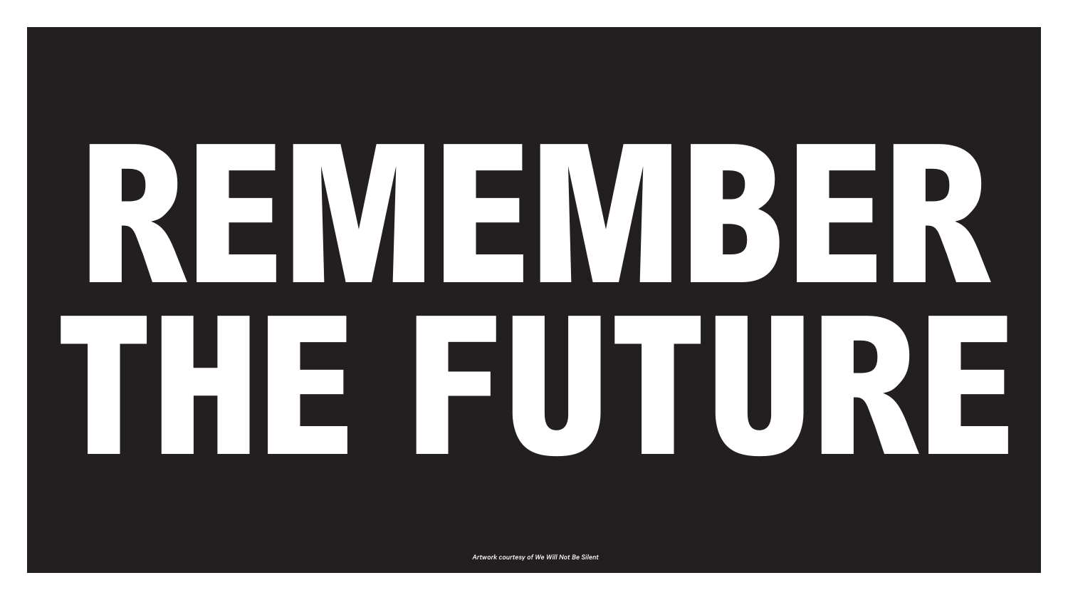# REMEMBER THE FUTURE

*Artwork courtesy of We Will Not Be Silent*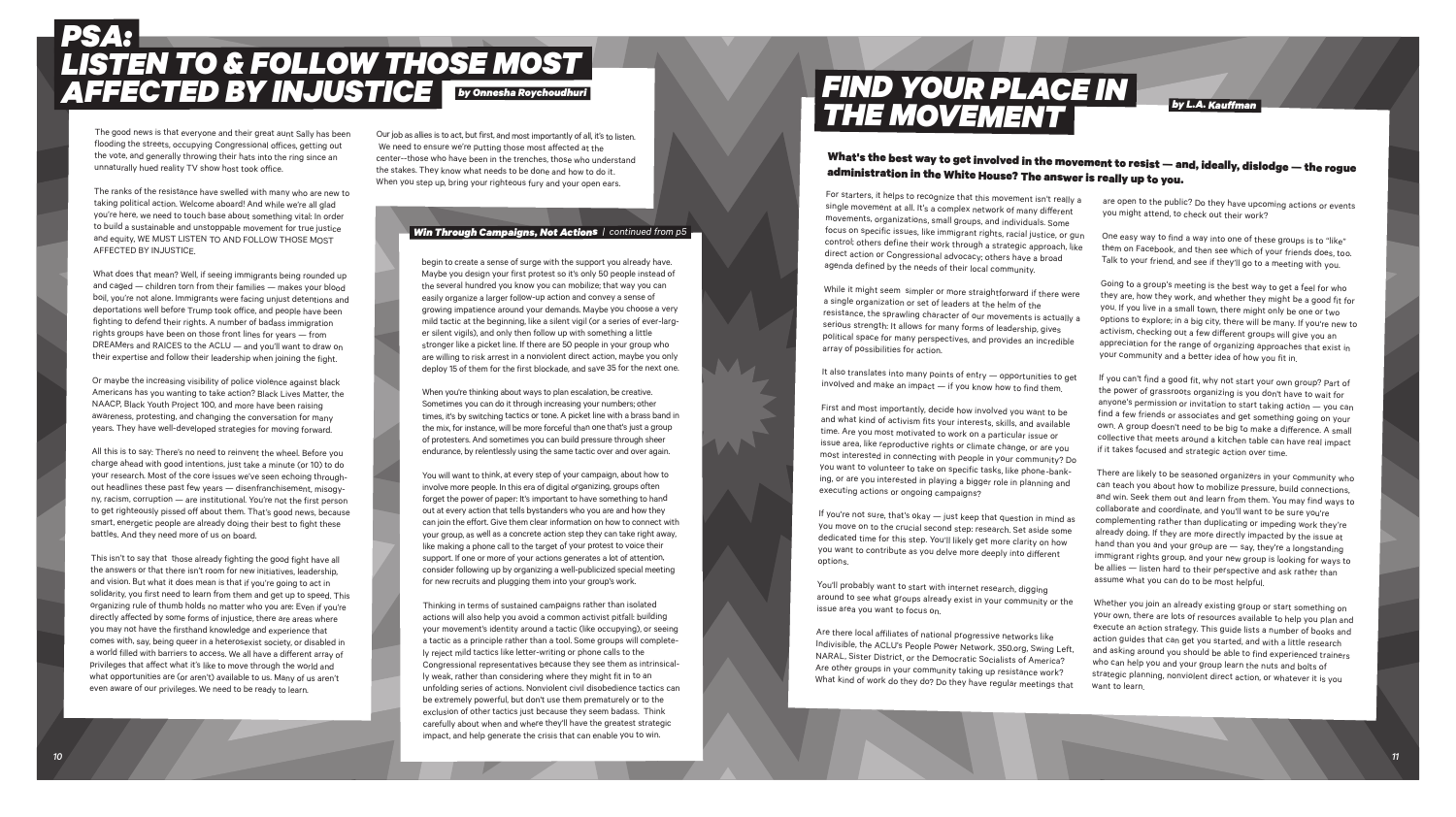# PSA: LISTEN TO & FOLLOW THOSE MOST AFFECTED BY INJUSTICE

*by Onnesha Roychoudhuri*

The good news is that everyone and their great aunt Sally has been flooding the streets, occupying Congressional offices, getting out the vote, and generally throwing their hats into the ring since an unnaturally hued reality TV show host took office.

The ranks of the resistance have swelled with many who are new to taking political action. Welcome aboard! And while we're all glad you're here, we need to touch base about something vital: In order to build a sustainable and unstoppable movement for true justice and equity, WE MUST LISTEN TO AND FOLLOW THOSE MOST AFFECTED BY INJUSTICE.

What does that mean? Well, if seeing immigrants being rounded up and caged — children torn from their families — makes your blood boil, you're not alone. Immigrants were facing unjust detentions and deportations well before Trump took office, and people have been fighting to defend their rights. A number of badass immigration rights groups have been on those front lines for years — from DREAMers and RAICES to the ACLU — and you'll want to draw on their expertise and follow their leadership when joining the fight.

Or maybe the increasing visibility of police violence against black Americans has you wanting to take action? Black Lives Matter, the NAACP, Black Youth Project 100, and more have been raising awareness, protesting, and changing the conversation for many years. They have well-developed strategies for moving forward.

All this is to say: There's no need to reinvent the wheel. Before you charge ahead with good intentions, just take a minute (or 10) to do your research. Most of the core issues we've seen echoing throughout headlines these past few years — disenfranchisement, misogyny, racism, corruption — are institutional. You're not the first person to get righteously pissed off about them. That's good news, because smart, energetic people are already doing their best to fight these battles. And they need more of us on board.

This isn't to say that those already fighting the good fight have all the answers or that there isn't room for new initiatives, leadership, and vision. But what it does mean is that if you're going to act in solidarity, you first need to learn from them and get up to speed. This organizing rule of thumb holds no matter who you are: Even if you're directly affected by some forms of injustice, there are areas where you may not have the firsthand knowledge and experience that comes with, say, being queer in a heterosexist society, or disabled in a world filled with barriers to access. We all have a different array of privileges that affect what it's like to move through the world and what opportunities are (or aren't) available to us. Many of us aren't even aware of our privileges. We need to be ready to learn.

Our job as allies is to act, but first, and most importantly of all, it's to listen. We need to ensure we're putting those most affected at the center—those who have been in the trenches, those who understand the stakes. They know what needs to be done and how to do it. When you step up, bring your righteous fury and your open ears.

***Win Through Campaigns, Not Actions** | continued from p5*

begin to create a sense of surge with the support you already have. Maybe you design your first protest so it's only 50 people instead of the several hundred you know you can mobilize; that way you can easily organize a larger follow-up action and convey a sense of growing impatience around your demands. Maybe you choose a very mild tactic at the beginning, like a silent vigil (or a series of ever-larger silent vigils), and only then follow up with something a little stronger like a picket line. If there are 50 people in your group who are willing to risk arrest in a nonviolent direct action, maybe you only deploy 15 of them for the first blockade, and save 35 for the next one.

When you're thinking about ways to plan escalation, be creative. Sometimes you can do it through increasing your numbers; other times, it's by switching tactics or tone. A picket line with a brass band in the mix, for instance, will be more forceful than one that's just a group of protesters. And sometimes you can build pressure through sheer endurance, by relentlessly using the same tactic over and over again.

You will want to think, at every step of your campaign, about how to involve more people. In this era of digital organizing, groups often forget the power of paper: It's important to have something to hand out at every action that tells bystanders who you are and how they can join the effort. Give them clear information on how to connect with your group, as well as a concrete action step they can take right away, like making a phone call to the target of your protest to voice their support. If one or more of your actions generates a lot of attention, consider following up by organizing a well-publicized special meeting for new recruits and plugging them into your group's work.

Thinking in terms of sustained campaigns rather than isolated actions will also help you avoid a common activist pitfall: building your movement's identity around a tactic (like occupying), or seeing a tactic as a principle rather than a tool. Some groups will completely reject mild tactics like letter-writing or phone calls to the Congressional representatives because they see them as intrinsically weak, rather than considering where they might fit in to an unfolding series of actions. Nonviolent civil disobedience tactics can be extremely powerful, but don't use them prematurely or to the exclusion of other tactics just because they seem badass. Think carefully about when and where they'll have the greatest strategic impact, and help generate the crisis that can enable you to win.

# FIND YOUR PLACE IN THE MOVEMENT

*by L.A. Kauffman*

**What's the best way to get involved in the movement to resist — and, ideally, dislodge — the rogue administration in the White House? The answer is really up to you.**

For starters, it helps to recognize that this movement isn't really a single movement at all. It's a complex network of many different movements, organizations, small groups, and individuals. Some focus on specific issues, like immigrant rights, racial justice, or gun control; others define their work through a strategic approach, like direct action or Congressional advocacy; others have a broad agenda defined by the needs of their local community.

While it might seem simpler or more straightforward if there were a single organization or set of leaders at the helm of the resistance, the sprawling character of our movements is actually a serious strength: It allows for many forms of leadership, gives political space for many perspectives, and provides an incredible array of possibilities for action.

It also translates into many points of entry — opportunities to get involved and make an impact — if you know how to find them.

First and most importantly, decide how involved you want to be and what kind of activism fits your interests, skills, and available time. Are you most motivated to work on a particular issue or issue area, like reproductive rights or climate change, or are you most interested in connecting with people in your community? Do you want to volunteer to take on specific tasks, like phone-banking, or are you interested in playing a bigger role in planning and executing actions or ongoing campaigns?

If you're not sure, that's okay — just keep that question in mind as you move on to the crucial second step: research. Set aside some dedicated time for this step. You'll likely get more clarity on how you want to contribute as you delve more deeply into different options.

You'll probably want to start with internet research, digging around to see what groups already exist in your community or the issue area you want to focus on.

Are there local affiliates of national progressive networks like Indivisible, the ACLU's People Power Network, 350.org, Swing Left, NARAL, Sister District, or the Democratic Socialists of America? Are other groups in your community taking up resistance work? What kind of work do they do? Do they have regular meetings that are open to the public? Do they have upcoming actions or events you might attend, to check out their work?

One easy way to find a way into one of these groups is to "like" them on Facebook, and then see which of your friends does, too. Talk to your friend, and see if they'll go to a meeting with you.

Going to a group's meeting is the best way to get a feel for who they are, how they work, and whether they might be a good fit for you. If you live in a small town, there might only be one or two options to explore; in a big city, there will be many. If you're new to activism, checking out a few different groups will give you an appreciation for the range of organizing approaches that exist in your community and a better idea of how you fit in.

If you can't find a good fit, why not start your own group? Part of the power of grassroots organizing is you don't have to wait for anyone's permission or invitation to start taking action — you can find a few friends or associates and get something going on your own. A group doesn't need to be big to make a difference. A small collective that meets around a kitchen table can have real impact if it takes focused and strategic action over time.

There are likely to be seasoned organizers in your community who can teach you about how to mobilize pressure, build connections, and win. Seek them out and learn from them. You may find ways to collaborate and coordinate, and you'll want to be sure you're complementing rather than duplicating or impeding work they're already doing. If they are more directly impacted by the issue at hand than you and your group are — say, they're a longstanding immigrant rights group, and your new group is looking for ways to be allies — listen hard to their perspective and ask rather than assume what you can do to be most helpful.

Whether you join an already existing group or start something on your own, there are lots of resources available to help you plan and execute an action strategy. This guide lists a number of books and action guides that can get you started, and with a little research and asking around you should be able to find experienced trainers who can help you and your group learn the nuts and bolts of strategic planning, nonviolent direct action, or whatever it is you want to learn.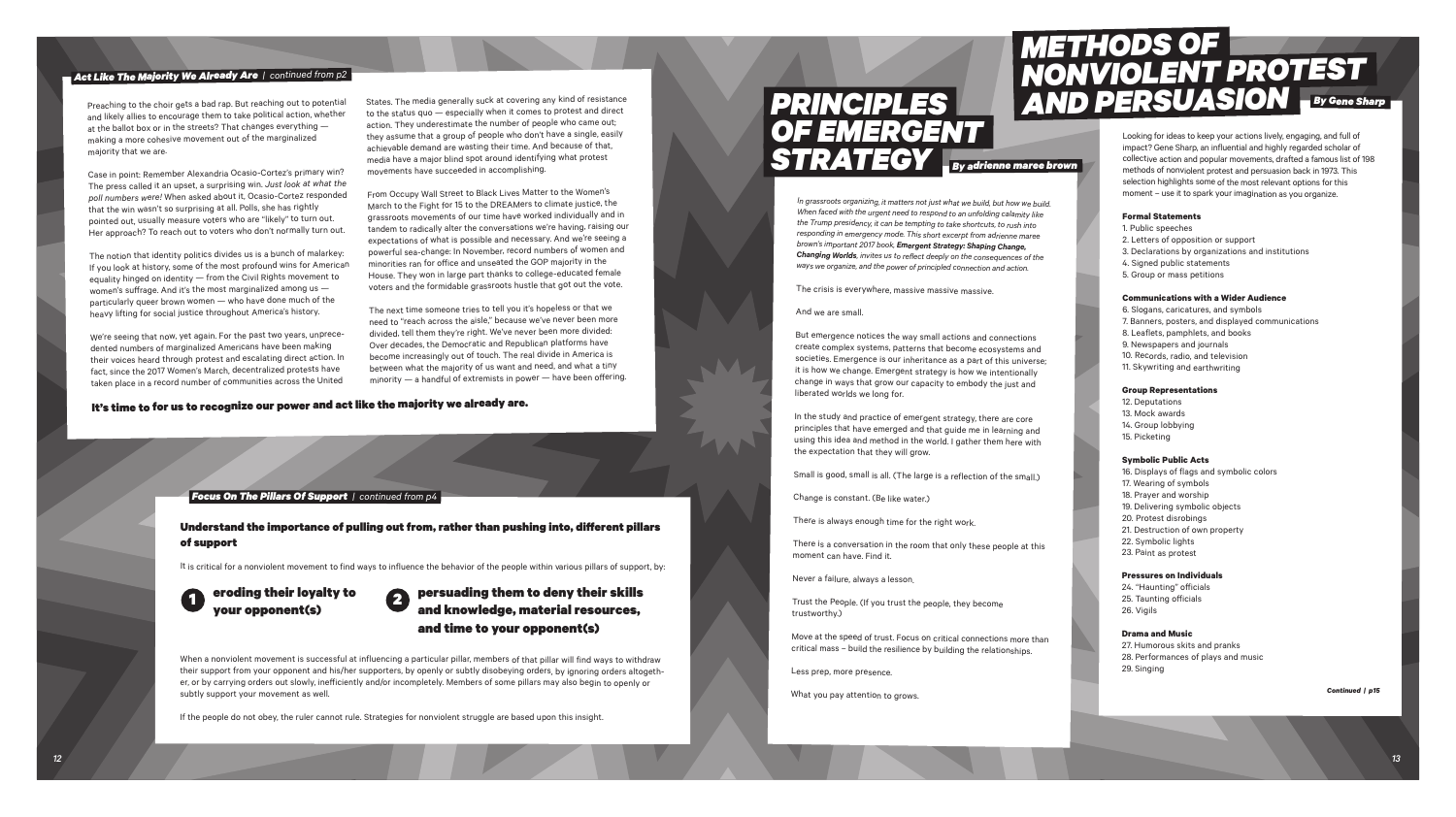### *Act Like The Majority We Already Are* | *continued from p2*

Preaching to the choir gets a bad rap. But reaching out to potential and likely allies to encourage them to take political action, whether at the ballot box or in the streets? That changes everything — making a more cohesive movement out of the marginalized majority that we are.

Case in point: Remember Alexandria Ocasio-Cortez's primary win? The press called it an upset, a surprising win. *Just look at what the poll numbers were!* When asked about it, Ocasio-Cortez responded that the win wasn't so surprising at all. Polls, she has rightly pointed out, usually measure voters who are "likely" to turn out. Her approach? To reach out to voters who don't normally turn out.

The notion that identity politics divides us is a bunch of malarkey: If you look at history, some of the most profound wins for American equality hinged on identity — from the Civil Rights movement to women's suffrage. And it's the most marginalized among us — particularly queer brown women — who have done much of the heavy lifting for social justice throughout America's history.

We're seeing that now, yet again. For the past two years, unprecedented numbers of marginalized Americans have been making their voices heard through protest and escalating direct action. In fact, since the 2017 Women's March, decentralized protests have taken place in a record number of communities across the United States. The media generally suck at covering any kind of resistance to the status quo — especially when it comes to protest and direct action. They underestimate the number of people who came out; they assume that a group of people who don't have a single, easily achievable demand are wasting their time. And because of that, media have a major blind spot around identifying what protest movements have succeeded in accomplishing.

From Occupy Wall Street to Black Lives Matter to the Women's March to the Fight for 15 to the DREAMers to climate justice, the grassroots movements of our time have worked individually and in tandem to radically alter the conversations we're having, raising our expectations of what is possible and necessary. And we're seeing a powerful sea-change: In November, record numbers of women and minorities ran for office and unseated the GOP majority in the House. They won in large part thanks to college-educated female voters and the formidable grassroots hustle that got out the vote.

The next time someone tries to tell you it's hopeless or that we need to "reach across the aisle," because we've never been more divided, tell them they're right. We've never been more divided: Over decades, the Democratic and Republican platforms have become increasingly out of touch. The real divide in America is between what the majority of us want and need, and what a tiny minority — a handful of extremists in power — have been offering.

**It's time to for us to recognize our power and act like the majority we already are.**

### *Focus On The Pillars Of Support* | *continued from p4*

**Understand the importance of pulling out from, rather than pushing into, different pillars of support**

It is critical for a nonviolent movement to find ways to influence the behavior of the people within various pillars of support, by:

1. **eroding their loyalty to your opponent(s)**
2. **persuading them to deny their skills and knowledge, material resources, and time to your opponent(s)**

When a nonviolent movement is successful at influencing a particular pillar, members of that pillar will find ways to withdraw their support from your opponent and his/her supporters, by openly or subtly disobeying orders, by ignoring orders altogether, or by carrying orders out slowly, inefficiently and/or incompletely. Members of some pillars may also begin to openly or subtly support your movement as well.

If the people do not obey, the ruler cannot rule. Strategies for nonviolent struggle are based upon this insight.

# PRINCIPLES OF EMERGENT STRATEGY

**By adrienne maree brown**

*In grassroots organizing, it matters not just what we build, but how we build. When faced with the urgent need to respond to an unfolding calamity like the Trump presidency, it can be tempting to take shortcuts, to rush into responding in emergency mode. This short excerpt from adrienne maree brown's important 2017 book,* ***Emergent Strategy: Shaping Change, Changing Worlds****, invites us to reflect deeply on the consequences of the ways we organize, and the power of principled connection and action.*

The crisis is everywhere, massive massive massive.

And we are small.

But emergence notices the way small actions and connections create complex systems, patterns that become ecosystems and societies. Emergence is our inheritance as a part of this universe; it is how we change. Emergent strategy is how we intentionally change in ways that grow our capacity to embody the just and liberated worlds we long for.

In the study and practice of emergent strategy, there are core principles that have emerged and that guide me in learning and using this idea and method in the work. I gather them here with the expectation that they will grow.

Small is good, small is all. (The large is a reflection of the small.)

Change is constant. (Be like water.)

There is always enough time for the right work.

There is a conversation in the room that only these people at this moment can have. Find it.

Never a failure, always a lesson.

Trust the People. (If you trust the people, they become trustworthy.)

Move at the speed of trust. Focus on critical connections more than critical mass – build the resilience by building the relationships.

Less prep, more presence.

What you pay attention to grows.

# METHODS OF NONVIOLENT PROTEST AND PERSUASION

**By Gene Sharp**

Looking for ideas to keep your actions lively, engaging, and full of impact? Gene Sharp, an influential and highly regarded scholar of collective action and popular movements, drafted a famous list of 198 methods of nonviolent protest and persuasion back in 1973. This selection highlights some of the most relevant options for this moment – use it to spark your imagination as you organize.

**Formal Statements**

1. Public speeches
2. Letters of opposition or support
3. Declarations by organizations and institutions
4. Signed public statements
5. Group or mass petitions

**Communications with a Wider Audience**

6. Slogans, caricatures, and symbols
7. Banners, posters, and displayed communications
8. Leaflets, pamphlets, and books
9. Newspapers and journals
10. Records, radio, and television
11. Skywriting and earthwriting

**Group Representations**

12. Deputations
13. Mock awards
14. Group lobbying
15. Picketing

**Symbolic Public Acts**

16. Displays of flags and symbolic colors
17. Wearing of symbols
18. Prayer and worship
19. Delivering symbolic objects
20. Protest disrobings
21. Destruction of own property
22. Symbolic lights
23. Paint as protest

**Pressures on Individuals**

24. "Haunting" officials
25. Taunting officials
26. Vigils

**Drama and Music**

27. Humorous skits and pranks
28. Performances of plays and music
29. Singing

*Continued | p15*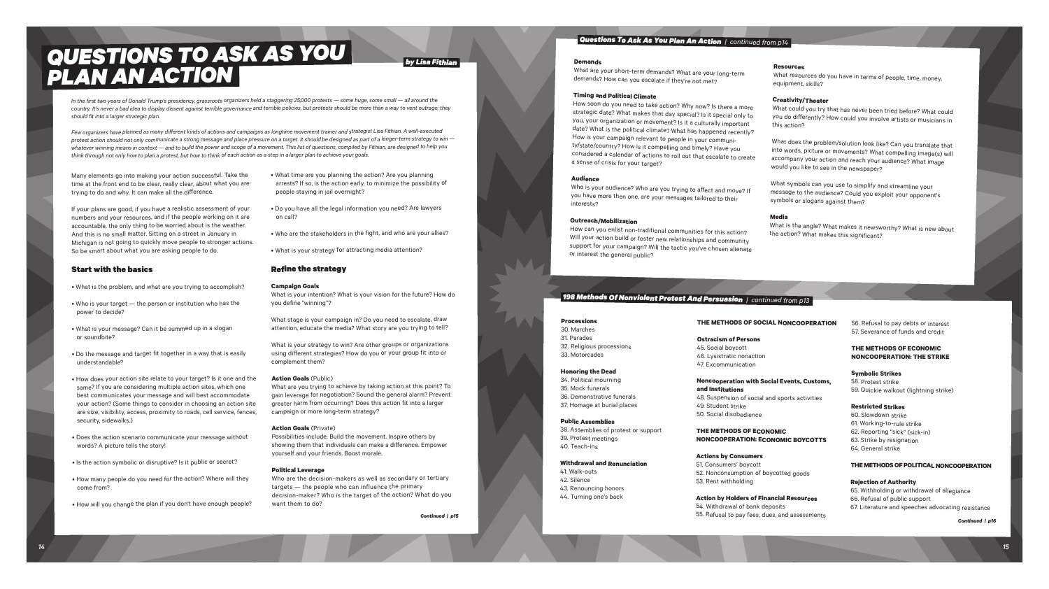# QUESTIONS TO ASK AS YOU PLAN AN ACTION

**by Lisa Fithian**

*In the first two years of Donald Trump's presidency, grassroots organizers held a staggering 25,000 protests — some huge, some small — all around the country. It's never a bad idea to display dissent against terrible governance and terrible policies, but protests should be more than a way to vent outrage; they should fit into a larger strategic plan.*

*Few organizers have planned as many different kinds of actions and campaigns as longtime movement trainer and strategist Lisa Fithian. A well-executed protest action should not only communicate a strong message and place pressure on a target. It should be designed as part of a longer-term strategy to win — whatever winning means in context — and to build the power and scope of a movement. This list of questions, compiled by Fithian, are designed to help you think through not only how to plan a protest, but how to think of each action as a step in a larger plan to achieve your goals.*

Many elements go into making your action successful. Take the time at the front end to be clear, really clear, about what you are trying to do and why. It can make all the difference.

If your plans are good, if you have a realistic assessment of your numbers and your resources, and if the people working on it are accountable, the only thing to be worried about is the weather. And this is no small matter. Sitting on a street in January in Michigan is not going to quickly move people to stronger actions. So be smart about what you are asking people to do.

### Start with the basics

- What is the problem, and what are you trying to accomplish?
- Who is your target — the person or institution who has the power to decide?
- What is your message? Can it be summed up in a slogan or soundbite?
- Do the message and target fit together in a way that is easily understandable?
- How does your action site relate to your target? Is it one and the same? If you are considering multiple action sites, which one best communicates your message and will best accommodate your action? (Some things to consider in choosing an action site are size, visibility, access, proximity to roads, cell service, fences, security, sidewalks.)
- Does the action scenario communicate your message without words? A picture tells the story!
- Is the action symbolic or disruptive? Is it public or secret?
- How many people do you need for the action? Where will they come from?
- How will you change the plan if you don't have enough people?
- What time are you planning the action? Are you planning arrests? If so, is the action early, to minimize the possibility of people staying in jail overnight?
- Do you have all the legal information you need? Are lawyers on call?
- Who are the stakeholders in the fight, and who are your allies?
- What is your strategy for attracting media attention?

### Refine the strategy

**Campaign Goals**
What is your intention? What is your vision for the future? How do you define "winning"?

What stage is your campaign in? Do you need to escalate, draw attention, educate the media? What story are you trying to tell?

What is your strategy to win? Are other groups or organizations using different strategies? How do you or your group fit into or complement them?

**Action Goals** (Public)
What are you trying to achieve by taking action at this point? To gain leverage for negotiation? Sound the general alarm? Prevent greater harm from occurring? Does this action fit into a larger campaign or more long-term strategy?

**Action Goals** (Private)
Possibilities include: Build the movement. Inspire others by showing them that individuals can make a difference. Empower yourself and your friends. Boost morale.

**Political Leverage**
Who are the decision-makers as well as secondary or tertiary targets — the people who can influence the primary decision-maker? Who is the target of the action? What do you want them to do?

*Continued | p15*

## Questions To Ask As You Plan An Action | continued from p14

**Demands**
What are your short-term demands? What are your long-term demands? How can you escalate if they're not met?

**Timing and Political Climate**
How soon do you need to take action? Why now? Is there a more strategic date? What makes that day special? Is it special only to you, your organization or movement? Is it a culturally important date? What is the political climate? What has happened recently? How is your campaign relevant to people in your community/state/country? How is it compelling and timely? Have you considered a calendar of actions to roll out that escalate to create a sense of crisis for your target?

**Audience**
Who is your audience? Who are you trying to affect and move? If you have more then one, are your messages tailored to their interests?

**Outreach/Mobilization**
How can you enlist non-traditional communities for this action? Will your action build or foster new relationships and community support for your campaign? Will the tactic you've chosen alienate or interest the general public?

**Resources**
What resources do you have in terms of people, time, money, equipment, skills?

**Creativity/Theater**
What could you try that has never been tried before? What could you do differently? How could you involve artists or musicians in this action?

What does the problem/solution look like? Can you translate that into words, picture or movements? What compelling image(s) will accompany your action and reach your audience? What image would you like to see in the newspaper?

What symbols can you use to simplify and streamline your message to the audience? Could you exploit your opponent's symbols or slogans against them?

**Media**
What is the angle? What makes it newsworthy? What is new about the action? What makes this significant?

## 198 Methods Of Nonviolent Protest And Persuasion | continued from p13

**Processions**
30. Marches
31. Parades
32. Religious processions
33. Motorcades

**Honoring the Dead**
34. Political mourning
35. Mock funerals
36. Demonstrative funerals
37. Homage at burial places

**Public Assemblies**
38. Assemblies of protest or support
39. Protest meetings
40. Teach-ins

**Withdrawal and Renunciation**
41. Walk-outs
42. Silence
43. Renouncing honors
44. Turning one's back

**THE METHODS OF SOCIAL NONCOOPERATION**

**Ostracism of Persons**
45. Social boycott
46. Lysistratic nonaction
47. Excommunication

**Noncooperation with Social Events, Customs, and Institutions**
48. Suspension of social and sports activities
49. Student strike
50. Social disobedience

**THE METHODS OF ECONOMIC NONCOOPERATION: ECONOMIC BOYCOTTS**

**Actions by Consumers**
51. Consumers' boycott
52. Nonconsumption of boycotted goods
53. Rent withholding

**Action by Holders of Financial Resources**
54. Withdrawal of bank deposits
55. Refusal to pay fees, dues, and assessments
56. Refusal to pay debts or interest
57. Severance of funds and credit

**THE METHODS OF ECONOMIC NONCOOPERATION: THE STRIKE**

**Symbolic Strikes**
58. Protest strike
59. Quickie walkout (lightning strike)

**Restricted Strikes**
60. Slowdown strike
61. Working-to-rule strike
62. Reporting "sick" (sick-in)
63. Strike by resignation
64. General strike

**THE METHODS OF POLITICAL NONCOOPERATION**

**Rejection of Authority**
65. Withholding or withdrawal of allegiance
66. Refusal of public support
67. Literature and speeches advocating resistance

*Continued | p16*